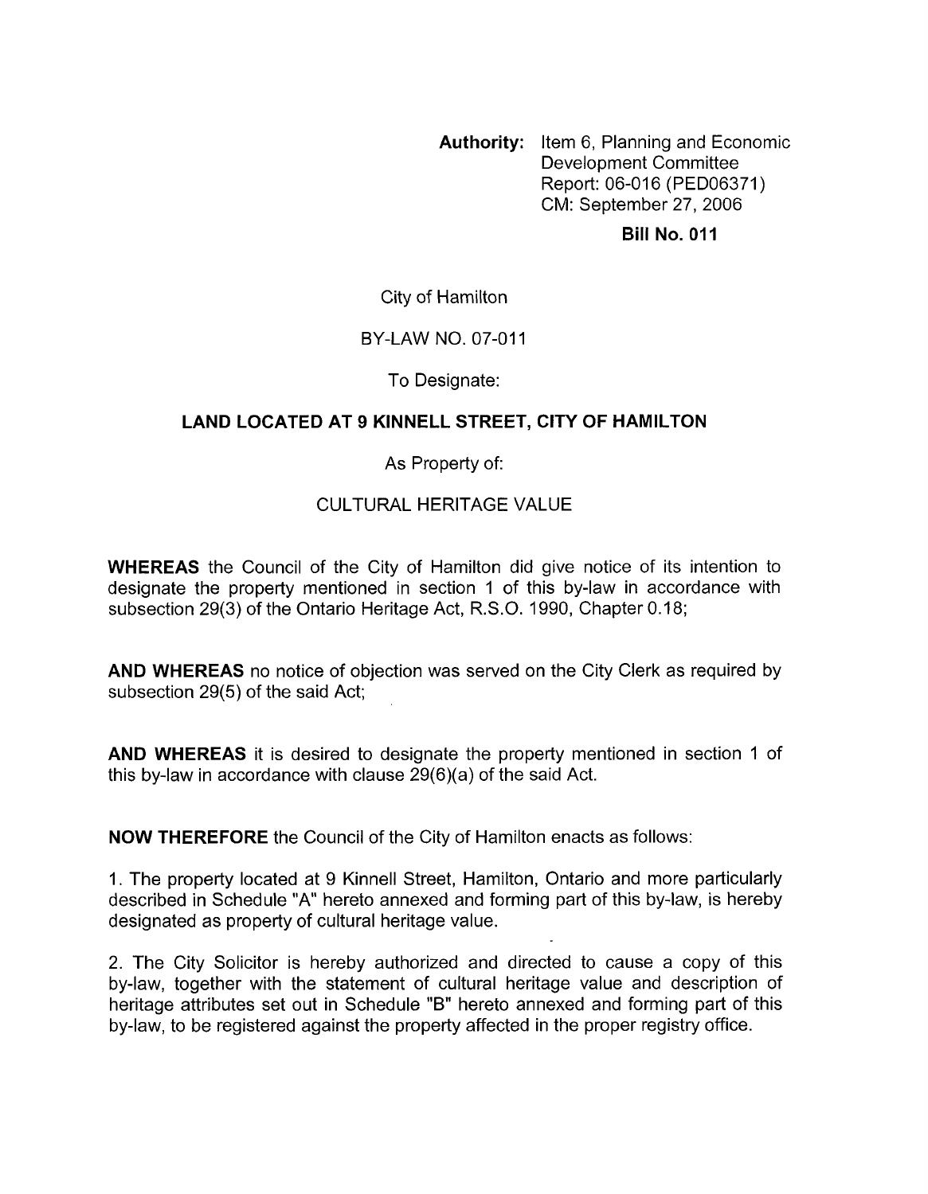**Authority:** Item 6, Planning and Economic Development Committee Report: 06-016 (PED06371) CM: September 27, 2006

**Bill No. 011**

City of Hamilton

BY-LAW NO. 07-011

To Designate:

## LAND LOCATED AT 9 KINNELL STREET, CITY OF HAMILTON

As Property of:

CULTURAL HERITAGE VALUE

**WHEREAS** the Council of the City of Hamilton did give notice of its intention to designate the property mentioned in section 1 of this by-law in accordance with subsection 29(3) of the Ontario Heritage Act, R.S.O. 1990, Chapter 0.18;

**AND WHEREAS** no notice of objection was served on the City Clerk as required by subsection 29(5) of the said Act;

**AND WHEREAS** it is desired to designate the property mentioned in section 1 of this by-law in accordance with clause 29(6)(a) of the said Act.

**NOW THEREFORE** the Council of the City of Hamilton enacts as follows:

1. The property located at 9 Kinnell Street, Hamilton, Ontario and more particularly described in Schedule "A" hereto annexed and forming part of this by-law, is hereby designated as property of cultural heritage value.

2. The City Solicitor is hereby authorized and directed to cause a copy of this by-law, together with the statement of cultural heritage value and description of heritage attributes set out in Schedule "B" hereto annexed and forming part of this by-law, to be registered against the property affected in the proper registry office.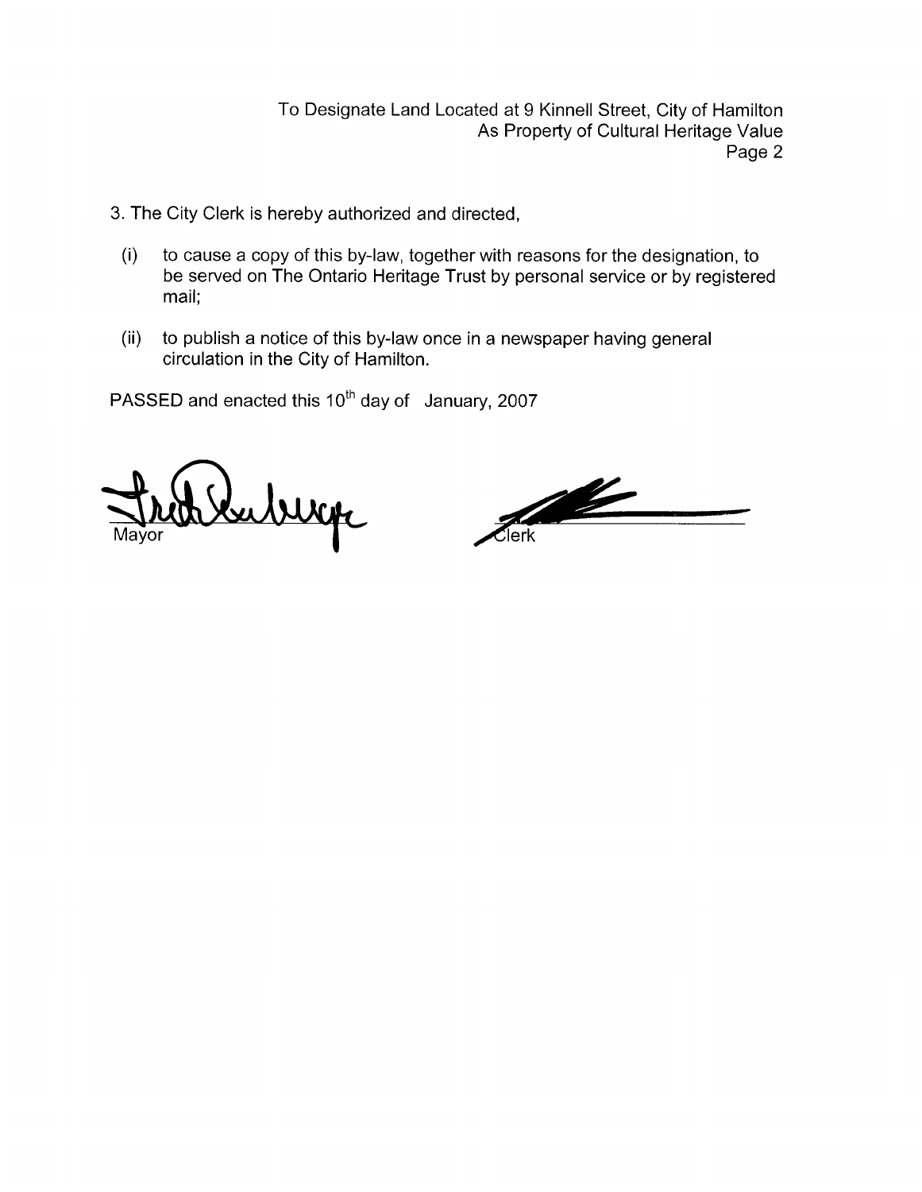3. The City Clerk is hereby authorized and directed,

(i) to cause a copy of this by-law, together with reasons for the designation, to be served on The Ontario Heritage Trust by personal service or by registered mail;

(ii) to publish a notice of this by-law once in a newspaper having general circulation in the City of Hamilton.

PASSED and enacted this 10th day of January, 2007

Mayor

Clerk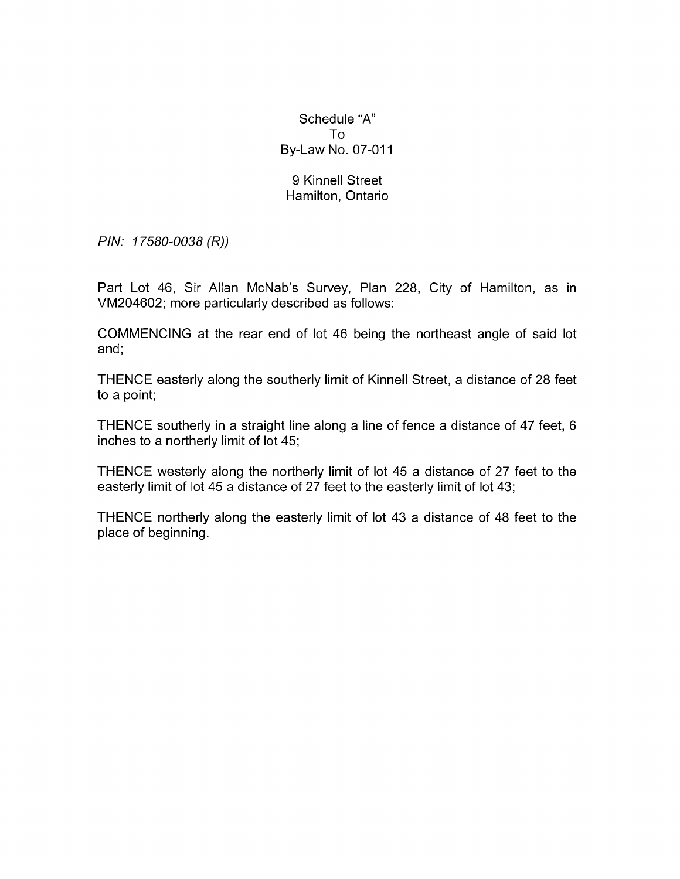Schedule "A"
To
By-Law No. 07-011

9 Kinnell Street
Hamilton, Ontario

*PIN: 17580-0038 (R))*

Part Lot 46, Sir Allan McNab's Survey, Plan 228, City of Hamilton, as in VM204602; more particularly described as follows:

COMMENCING at the rear end of lot 46 being the northeast angle of said lot and;

THENCE easterly along the southerly limit of Kinnell Street, a distance of 28 feet to a point;

THENCE southerly in a straight line along a line of fence a distance of 47 feet, 6 inches to a northerly limit of lot 45;

THENCE westerly along the northerly limit of lot 45 a distance of 27 feet to the easterly limit of lot 45 a distance of 27 feet to the easterly limit of lot 43;

THENCE northerly along the easterly limit of lot 43 a distance of 48 feet to the place of beginning.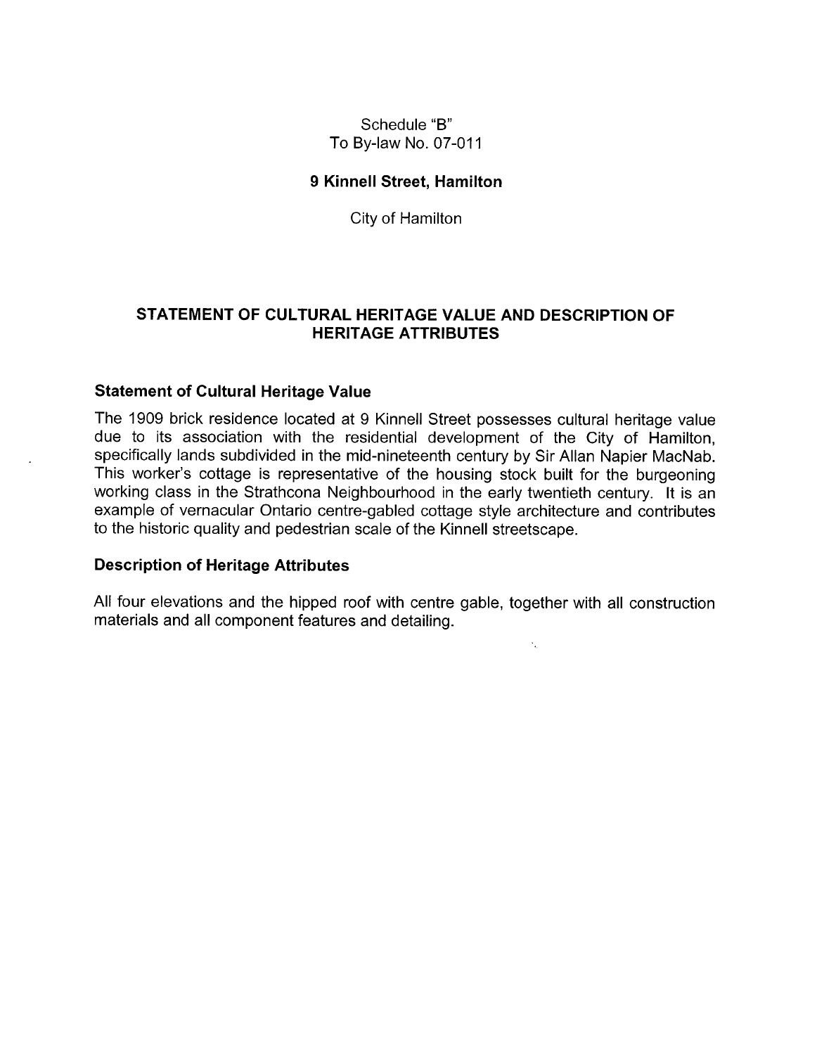Schedule "B"
To By-law No. 07-011

**9 Kinnell Street, Hamilton**

City of Hamilton

## STATEMENT OF CULTURAL HERITAGE VALUE AND DESCRIPTION OF HERITAGE ATTRIBUTES

### Statement of Cultural Heritage Value

The 1909 brick residence located at 9 Kinnell Street possesses cultural heritage value due to its association with the residential development of the City of Hamilton, specifically lands subdivided in the mid-nineteenth century by Sir Allan Napier MacNab. This worker's cottage is representative of the housing stock built for the burgeoning working class in the Strathcona Neighbourhood in the early twentieth century. It is an example of vernacular Ontario centre-gabled cottage style architecture and contributes to the historic quality and pedestrian scale of the Kinnell streetscape.

### Description of Heritage Attributes

All four elevations and the hipped roof with centre gable, together with all construction materials and all component features and detailing.